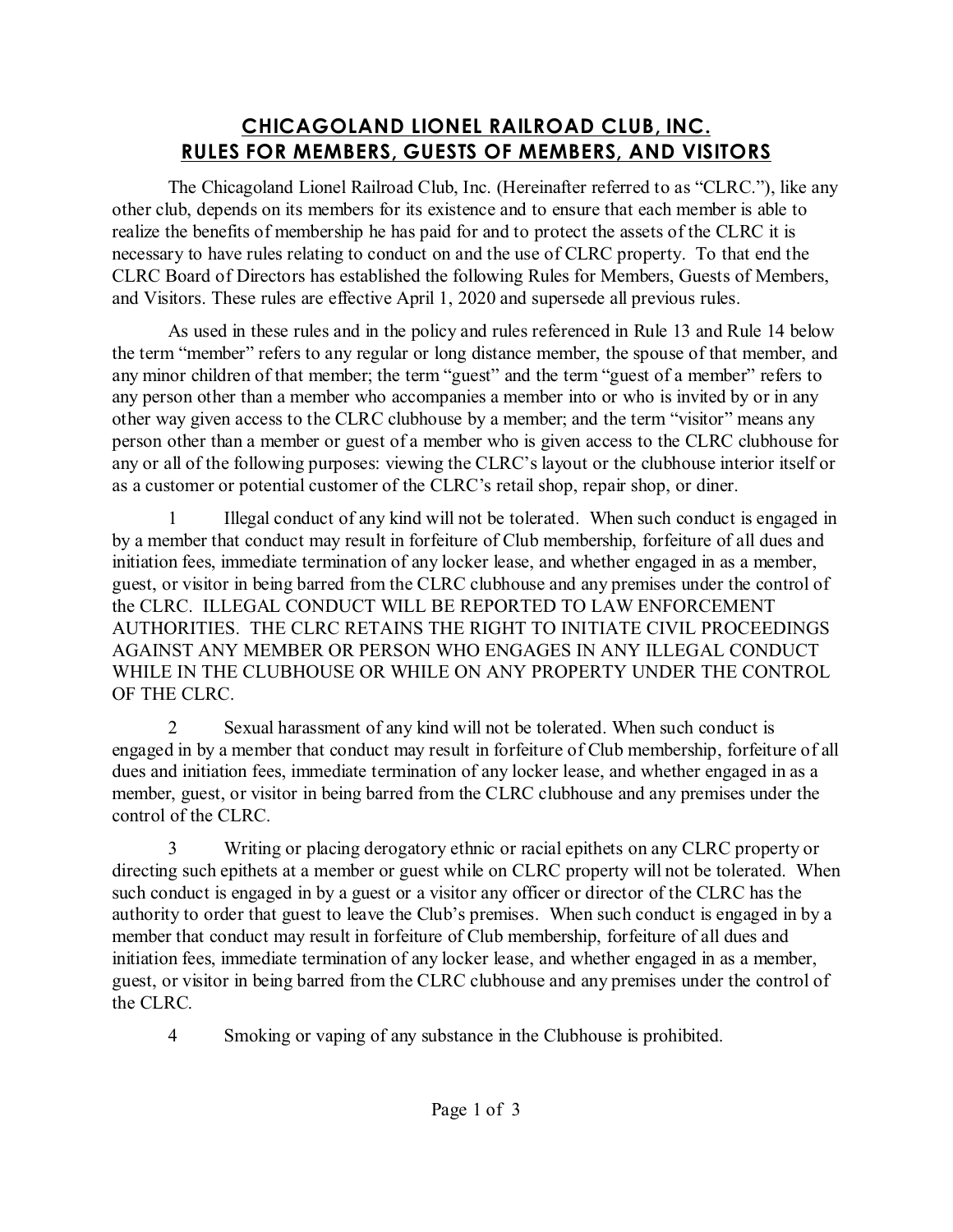# CHICAGOLAND LIONEL RAILROAD CLUB, INC.
# RULES FOR MEMBERS, GUESTS OF MEMBERS, AND VISITORS

The Chicagoland Lionel Railroad Club, Inc. (Hereinafter referred to as "CLRC."), like any other club, depends on its members for its existence and to ensure that each member is able to realize the benefits of membership he has paid for and to protect the assets of the CLRC it is necessary to have rules relating to conduct on and the use of CLRC property. To that end the CLRC Board of Directors has established the following Rules for Members, Guests of Members, and Visitors. These rules are effective April 1, 2020 and supersede all previous rules.

As used in these rules and in the policy and rules referenced in Rule 13 and Rule 14 below the term "member" refers to any regular or long distance member, the spouse of that member, and any minor children of that member; the term "guest" and the term "guest of a member" refers to any person other than a member who accompanies a member into or who is invited by or in any other way given access to the CLRC clubhouse by a member; and the term "visitor" means any person other than a member or guest of a member who is given access to the CLRC clubhouse for any or all of the following purposes: viewing the CLRC's layout or the clubhouse interior itself or as a customer or potential customer of the CLRC's retail shop, repair shop, or diner.

1 Illegal conduct of any kind will not be tolerated. When such conduct is engaged in by a member that conduct may result in forfeiture of Club membership, forfeiture of all dues and initiation fees, immediate termination of any locker lease, and whether engaged in as a member, guest, or visitor in being barred from the CLRC clubhouse and any premises under the control of the CLRC. ILLEGAL CONDUCT WILL BE REPORTED TO LAW ENFORCEMENT AUTHORITIES. THE CLRC RETAINS THE RIGHT TO INITIATE CIVIL PROCEEDINGS AGAINST ANY MEMBER OR PERSON WHO ENGAGES IN ANY ILLEGAL CONDUCT WHILE IN THE CLUBHOUSE OR WHILE ON ANY PROPERTY UNDER THE CONTROL OF THE CLRC.

2 Sexual harassment of any kind will not be tolerated. When such conduct is engaged in by a member that conduct may result in forfeiture of Club membership, forfeiture of all dues and initiation fees, immediate termination of any locker lease, and whether engaged in as a member, guest, or visitor in being barred from the CLRC clubhouse and any premises under the control of the CLRC.

3 Writing or placing derogatory ethnic or racial epithets on any CLRC property or directing such epithets at a member or guest while on CLRC property will not be tolerated. When such conduct is engaged in by a guest or a visitor any officer or director of the CLRC has the authority to order that guest to leave the Club's premises. When such conduct is engaged in by a member that conduct may result in forfeiture of Club membership, forfeiture of all dues and initiation fees, immediate termination of any locker lease, and whether engaged in as a member, guest, or visitor in being barred from the CLRC clubhouse and any premises under the control of the CLRC.

4 Smoking or vaping of any substance in the Clubhouse is prohibited.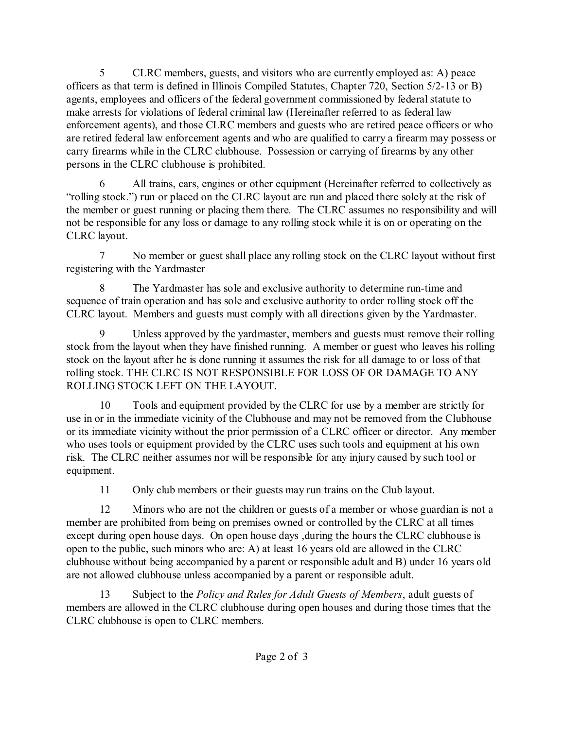5 CLRC members, guests, and visitors who are currently employed as: A) peace officers as that term is defined in Illinois Compiled Statutes, Chapter 720, Section 5/2-13 or B) agents, employees and officers of the federal government commissioned by federal statute to make arrests for violations of federal criminal law (Hereinafter referred to as federal law enforcement agents), and those CLRC members and guests who are retired peace officers or who are retired federal law enforcement agents and who are qualified to carry a firearm may possess or carry firearms while in the CLRC clubhouse. Possession or carrying of firearms by any other persons in the CLRC clubhouse is prohibited.

6 All trains, cars, engines or other equipment (Hereinafter referred to collectively as "rolling stock.") run or placed on the CLRC layout are run and placed there solely at the risk of the member or guest running or placing them there. The CLRC assumes no responsibility and will not be responsible for any loss or damage to any rolling stock while it is on or operating on the CLRC layout.

7 No member or guest shall place any rolling stock on the CLRC layout without first registering with the Yardmaster

8 The Yardmaster has sole and exclusive authority to determine run-time and sequence of train operation and has sole and exclusive authority to order rolling stock off the CLRC layout. Members and guests must comply with all directions given by the Yardmaster.

9 Unless approved by the yardmaster, members and guests must remove their rolling stock from the layout when they have finished running. A member or guest who leaves his rolling stock on the layout after he is done running it assumes the risk for all damage to or loss of that rolling stock. THE CLRC IS NOT RESPONSIBLE FOR LOSS OF OR DAMAGE TO ANY ROLLING STOCK LEFT ON THE LAYOUT.

10 Tools and equipment provided by the CLRC for use by a member are strictly for use in or in the immediate vicinity of the Clubhouse and may not be removed from the Clubhouse or its immediate vicinity without the prior permission of a CLRC officer or director. Any member who uses tools or equipment provided by the CLRC uses such tools and equipment at his own risk. The CLRC neither assumes nor will be responsible for any injury caused by such tool or equipment.

11 Only club members or their guests may run trains on the Club layout.

12 Minors who are not the children or guests of a member or whose guardian is not a member are prohibited from being on premises owned or controlled by the CLRC at all times except during open house days. On open house days ,during the hours the CLRC clubhouse is open to the public, such minors who are: A) at least 16 years old are allowed in the CLRC clubhouse without being accompanied by a parent or responsible adult and B) under 16 years old are not allowed clubhouse unless accompanied by a parent or responsible adult.

13 Subject to the *Policy and Rules for Adult Guests of Members*, adult guests of members are allowed in the CLRC clubhouse during open houses and during those times that the CLRC clubhouse is open to CLRC members.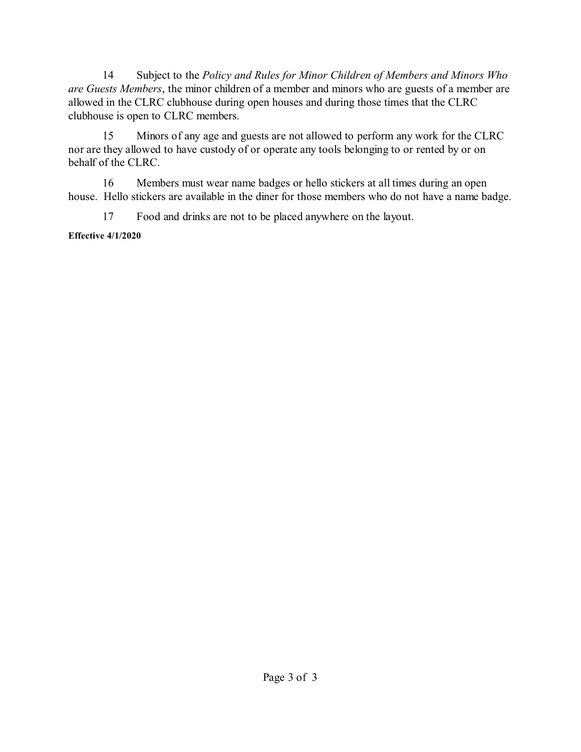14 Subject to the *Policy and Rules for Minor Children of Members and Minors Who are Guests Members*, the minor children of a member and minors who are guests of a member are allowed in the CLRC clubhouse during open houses and during those times that the CLRC clubhouse is open to CLRC members.

15 Minors of any age and guests are not allowed to perform any work for the CLRC nor are they allowed to have custody of or operate any tools belonging to or rented by or on behalf of the CLRC.

16 Members must wear name badges or hello stickers at all times during an open house. Hello stickers are available in the diner for those members who do not have a name badge.

17 Food and drinks are not to be placed anywhere on the layout.

**Effective 4/1/2020**